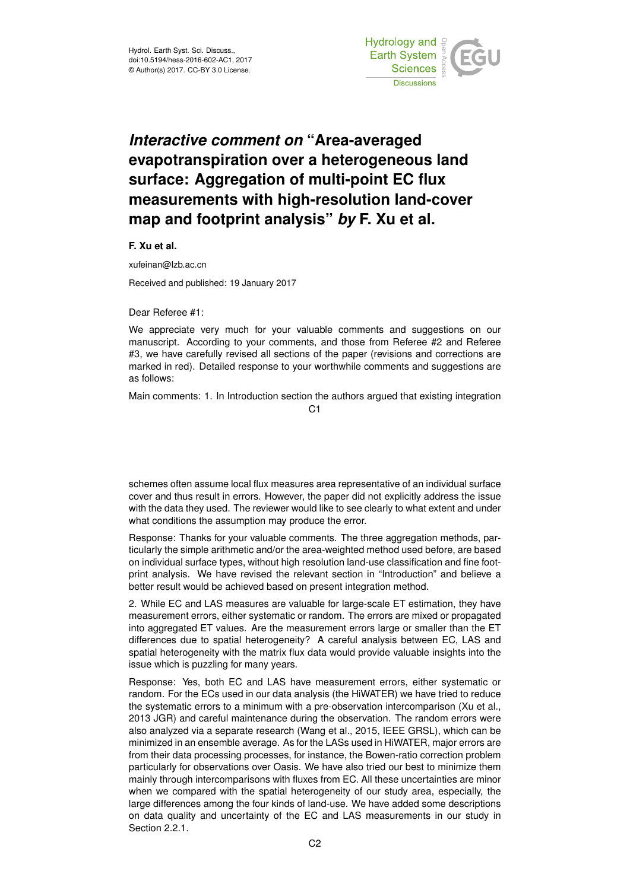# *Interactive comment on* "Area-averaged evapotranspiration over a heterogeneous land surface: Aggregation of multi-point EC flux measurements with high-resolution land-cover map and footprint analysis" *by* F. Xu et al.

**F. Xu et al.**

xufeinan@lzb.ac.cn

Received and published: 19 January 2017

Dear Referee #1:

We appreciate very much for your valuable comments and suggestions on our manuscript. According to your comments, and those from Referee #2 and Referee #3, we have carefully revised all sections of the paper (revisions and corrections are marked in red). Detailed response to your worthwhile comments and suggestions are as follows:

Main comments: 1. In Introduction section the authors argued that existing integration schemes often assume local flux measures area representative of an individual surface cover and thus result in errors. However, the paper did not explicitly address the issue with the data they used. The reviewer would like to see clearly to what extent and under what conditions the assumption may produce the error.

Response: Thanks for your valuable comments. The three aggregation methods, particularly the simple arithmetic and/or the area-weighted method used before, are based on individual surface types, without high resolution land-use classification and fine footprint analysis. We have revised the relevant section in "Introduction" and believe a better result would be achieved based on present integration method.

2. While EC and LAS measures are valuable for large-scale ET estimation, they have measurement errors, either systematic or random. The errors are mixed or propagated into aggregated ET values. Are the measurement errors large or smaller than the ET differences due to spatial heterogeneity? A careful analysis between EC, LAS and spatial heterogeneity with the matrix flux data would provide valuable insights into the issue which is puzzling for many years.

Response: Yes, both EC and LAS have measurement errors, either systematic or random. For the ECs used in our data analysis (the HiWATER) we have tried to reduce the systematic errors to a minimum with a pre-observation intercomparison (Xu et al., 2013 JGR) and careful maintenance during the observation. The random errors were also analyzed via a separate research (Wang et al., 2015, IEEE GRSL), which can be minimized in an ensemble average. As for the LASs used in HiWATER, major errors are from their data processing processes, for instance, the Bowen-ratio correction problem particularly for observations over Oasis. We have also tried our best to minimize them mainly through intercomparisons with fluxes from EC. All these uncertainties are minor when we compared with the spatial heterogeneity of our study area, especially, the large differences among the four kinds of land-use. We have added some descriptions on data quality and uncertainty of the EC and LAS measurements in our study in Section 2.2.1.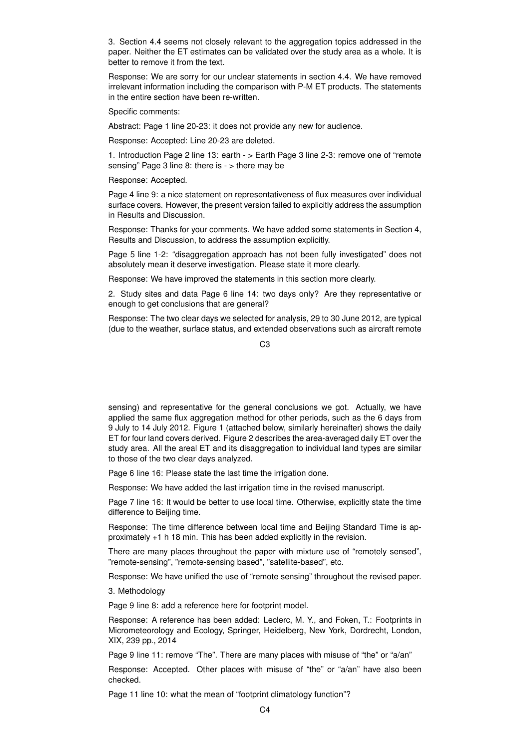3. Section 4.4 seems not closely relevant to the aggregation topics addressed in the paper. Neither the ET estimates can be validated over the study area as a whole. It is better to remove it from the text.

Response: We are sorry for our unclear statements in section 4.4. We have removed irrelevant information including the comparison with P-M ET products. The statements in the entire section have been re-written.

Specific comments:

Abstract: Page 1 line 20-23: it does not provide any new for audience.

Response: Accepted: Line 20-23 are deleted.

1. Introduction Page 2 line 13: earth - > Earth Page 3 line 2-3: remove one of "remote sensing" Page 3 line 8: there is - > there may be

Response: Accepted.

Page 4 line 9: a nice statement on representativeness of flux measures over individual surface covers. However, the present version failed to explicitly address the assumption in Results and Discussion.

Response: Thanks for your comments. We have added some statements in Section 4, Results and Discussion, to address the assumption explicitly.

Page 5 line 1-2: "disaggregation approach has not been fully investigated" does not absolutely mean it deserve investigation. Please state it more clearly.

Response: We have improved the statements in this section more clearly.

2. Study sites and data Page 6 line 14: two days only? Are they representative or enough to get conclusions that are general?

Response: The two clear days we selected for analysis, 29 to 30 June 2012, are typical (due to the weather, surface status, and extended observations such as aircraft remote sensing) and representative for the general conclusions we got. Actually, we have applied the same flux aggregation method for other periods, such as the 6 days from 9 July to 14 July 2012. Figure 1 (attached below, similarly hereinafter) shows the daily ET for four land covers derived. Figure 2 describes the area-averaged daily ET over the study area. All the areal ET and its disaggregation to individual land types are similar to those of the two clear days analyzed.

Page 6 line 16: Please state the last time the irrigation done.

Response: We have added the last irrigation time in the revised manuscript.

Page 7 line 16: It would be better to use local time. Otherwise, explicitly state the time difference to Beijing time.

Response: The time difference between local time and Beijing Standard Time is approximately +1 h 18 min. This has been added explicitly in the revision.

There are many places throughout the paper with mixture use of "remotely sensed", "remote-sensing", "remote-sensing based", "satellite-based", etc.

Response: We have unified the use of "remote sensing" throughout the revised paper.

3. Methodology

Page 9 line 8: add a reference here for footprint model.

Response: A reference has been added: Leclerc, M. Y., and Foken, T.: Footprints in Micrometeorology and Ecology, Springer, Heidelberg, New York, Dordrecht, London, XIX, 239 pp., 2014

Page 9 line 11: remove "The". There are many places with misuse of "the" or "a/an"

Response: Accepted. Other places with misuse of "the" or "a/an" have also been checked.

Page 11 line 10: what the mean of "footprint climatology function"?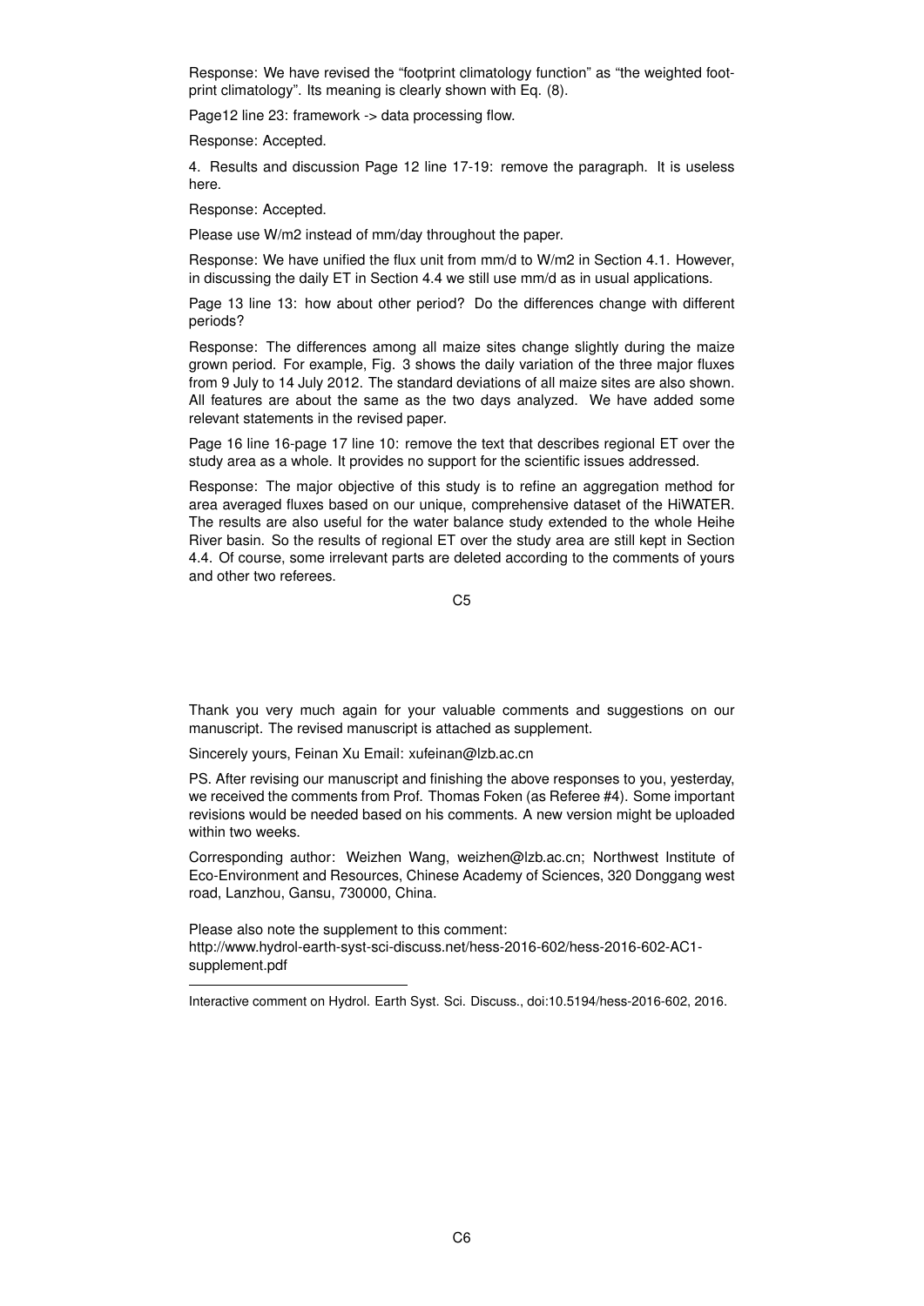Response: We have revised the "footprint climatology function" as "the weighted footprint climatology". Its meaning is clearly shown with Eq. (8).

Page12 line 23: framework -> data processing flow.

Response: Accepted.

4. Results and discussion Page 12 line 17-19: remove the paragraph. It is useless here.

Response: Accepted.

Please use W/m2 instead of mm/day throughout the paper.

Response: We have unified the flux unit from mm/d to W/m2 in Section 4.1. However, in discussing the daily ET in Section 4.4 we still use mm/d as in usual applications.

Page 13 line 13: how about other period? Do the differences change with different periods?

Response: The differences among all maize sites change slightly during the maize grown period. For example, Fig. 3 shows the daily variation of the three major fluxes from 9 July to 14 July 2012. The standard deviations of all maize sites are also shown. All features are about the same as the two days analyzed. We have added some relevant statements in the revised paper.

Page 16 line 16-page 17 line 10: remove the text that describes regional ET over the study area as a whole. It provides no support for the scientific issues addressed.

Response: The major objective of this study is to refine an aggregation method for area averaged fluxes based on our unique, comprehensive dataset of the HiWATER. The results are also useful for the water balance study extended to the whole Heihe River basin. So the results of regional ET over the study area are still kept in Section 4.4. Of course, some irrelevant parts are deleted according to the comments of yours and other two referees.

Thank you very much again for your valuable comments and suggestions on our manuscript. The revised manuscript is attached as supplement.

Sincerely yours, Feinan Xu Email: xufeinan@lzb.ac.cn

PS. After revising our manuscript and finishing the above responses to you, yesterday, we received the comments from Prof. Thomas Foken (as Referee #4). Some important revisions would be needed based on his comments. A new version might be uploaded within two weeks.

Corresponding author: Weizhen Wang, weizhen@lzb.ac.cn; Northwest Institute of Eco-Environment and Resources, Chinese Academy of Sciences, 320 Donggang west road, Lanzhou, Gansu, 730000, China.

Please also note the supplement to this comment:
http://www.hydrol-earth-syst-sci-discuss.net/hess-2016-602/hess-2016-602-AC1-supplement.pdf

---

Interactive comment on Hydrol. Earth Syst. Sci. Discuss., doi:10.5194/hess-2016-602, 2016.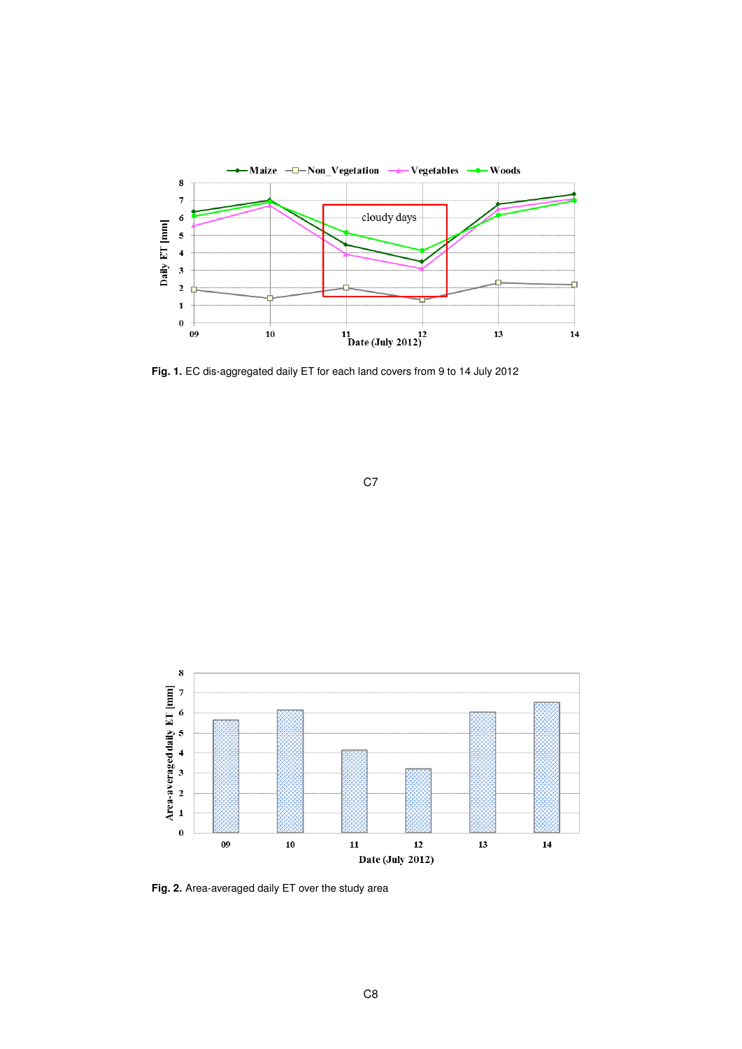**Fig. 1.** EC dis-aggregated daily ET for each land covers from 9 to 14 July 2012

**Fig. 2.** Area-averaged daily ET over the study area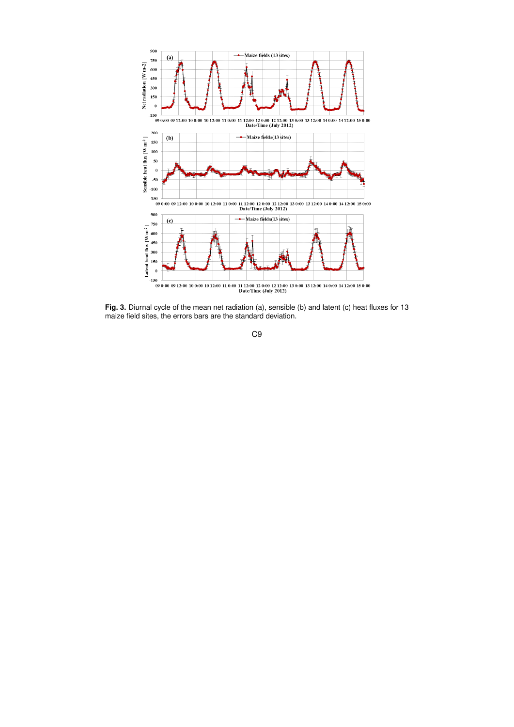(a)

Maize fields (13 sites)

Net radiation [W m-2]

900
750
600
450
300
150
0
-150

09 0:00 09 12:00 10 0:00 10 12:00 11 0:00 11 12:00 12 0:00 12 12:00 13 0:00 13 12:00 14 0:00 14 12:00 15 0:00

Date/Time (July 2012)

(b)

Maize fields(13 sites)

Sensible heat flux [W m$^{-2}$]

200
150
100
50
0
-50
-100
-150

09 0:00 09 12:00 10 0:00 10 12:00 11 0:00 11 12:00 12 0:00 12 12:00 13 0:00 13 12:00 14 0:00 14 12:00 15 0:00

Date/Time (July 2012)

(c)

Maize fields(13 sites)

Latent heat flux [W m$^{-2}$]

900
750
600
450
300
150
0
-150

09 0:00 09 12:00 10 0:00 10 12:00 11 0:00 11 12:00 12 0:00 12 12:00 13 0:00 13 12:00 14 0:00 14 12:00 15 0:00

Date/Time (July 2012)

**Fig. 3.** Diurnal cycle of the mean net radiation (a), sensible (b) and latent (c) heat fluxes for 13 maize field sites, the errors bars are the standard deviation.